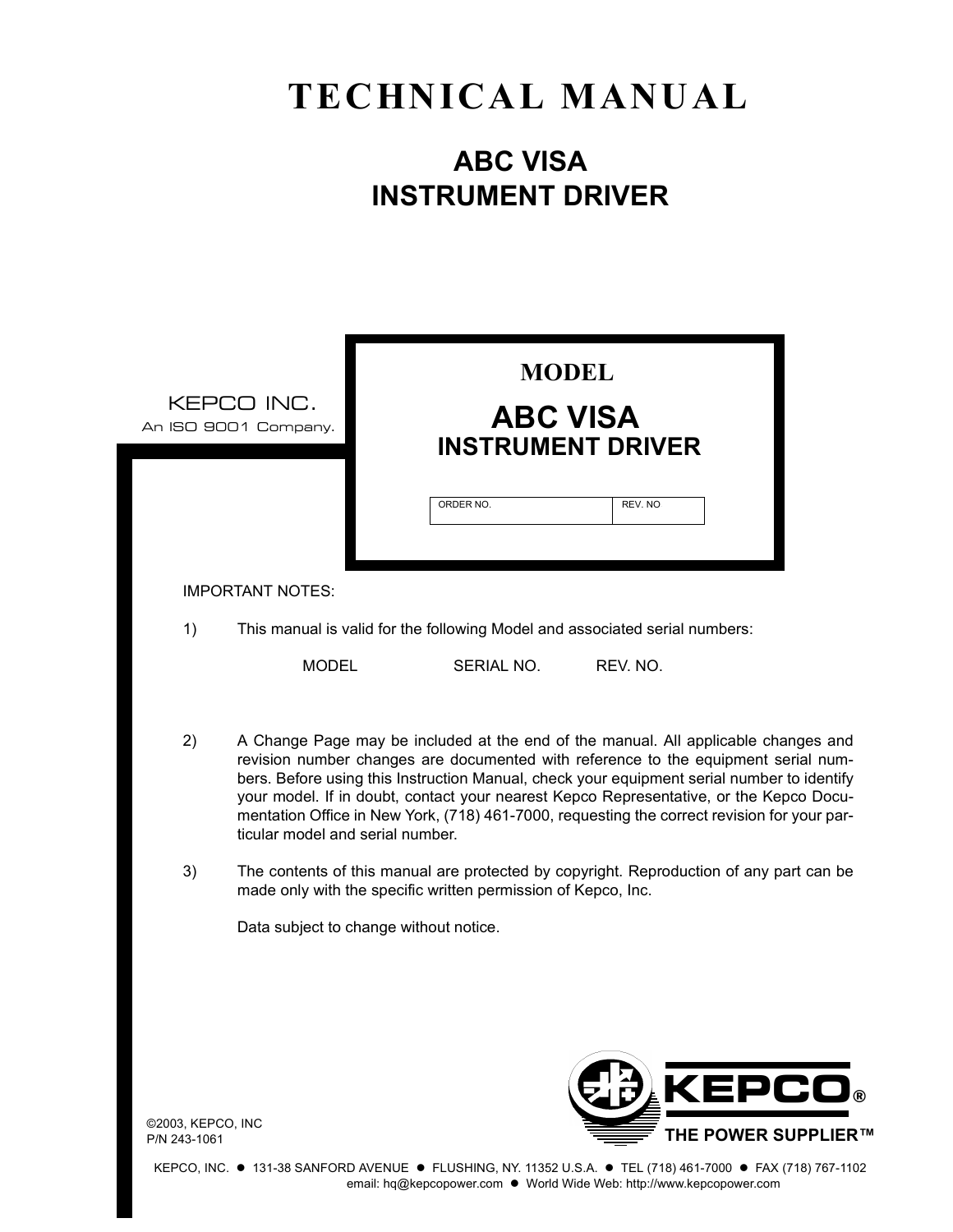# TECHNICAL MANUAL

## ABC VISA
## INSTRUMENT DRIVER

KEPCO INC.
An ISO 9001 Company.

**MODEL**

## ABC VISA
### INSTRUMENT DRIVER

| ORDER NO. | REV. NO |
| --- | --- |
| | |

IMPORTANT NOTES:

1) This manual is valid for the following Model and associated serial numbers:

| MODEL | SERIAL NO. | REV. NO. |
| --- | --- | --- |
| | | |

2) A Change Page may be included at the end of the manual. All applicable changes and revision number changes are documented with reference to the equipment serial numbers. Before using this Instruction Manual, check your equipment serial number to identify your model. If in doubt, contact your nearest Kepco Representative, or the Kepco Documentation Office in New York, (718) 461-7000, requesting the correct revision for your particular model and serial number.

3) The contents of this manual are protected by copyright. Reproduction of any part can be made only with the specific written permission of Kepco, Inc.

Data subject to change without notice.

KEPCO®
THE POWER SUPPLIER™

©2003, KEPCO, INC
P/N 243-1061

KEPCO, INC. ● 131-38 SANFORD AVENUE ● FLUSHING, NY. 11352 U.S.A. ● TEL (718) 461-7000 ● FAX (718) 767-1102
email: hq@kepcopower.com ● World Wide Web: http://www.kepcopower.com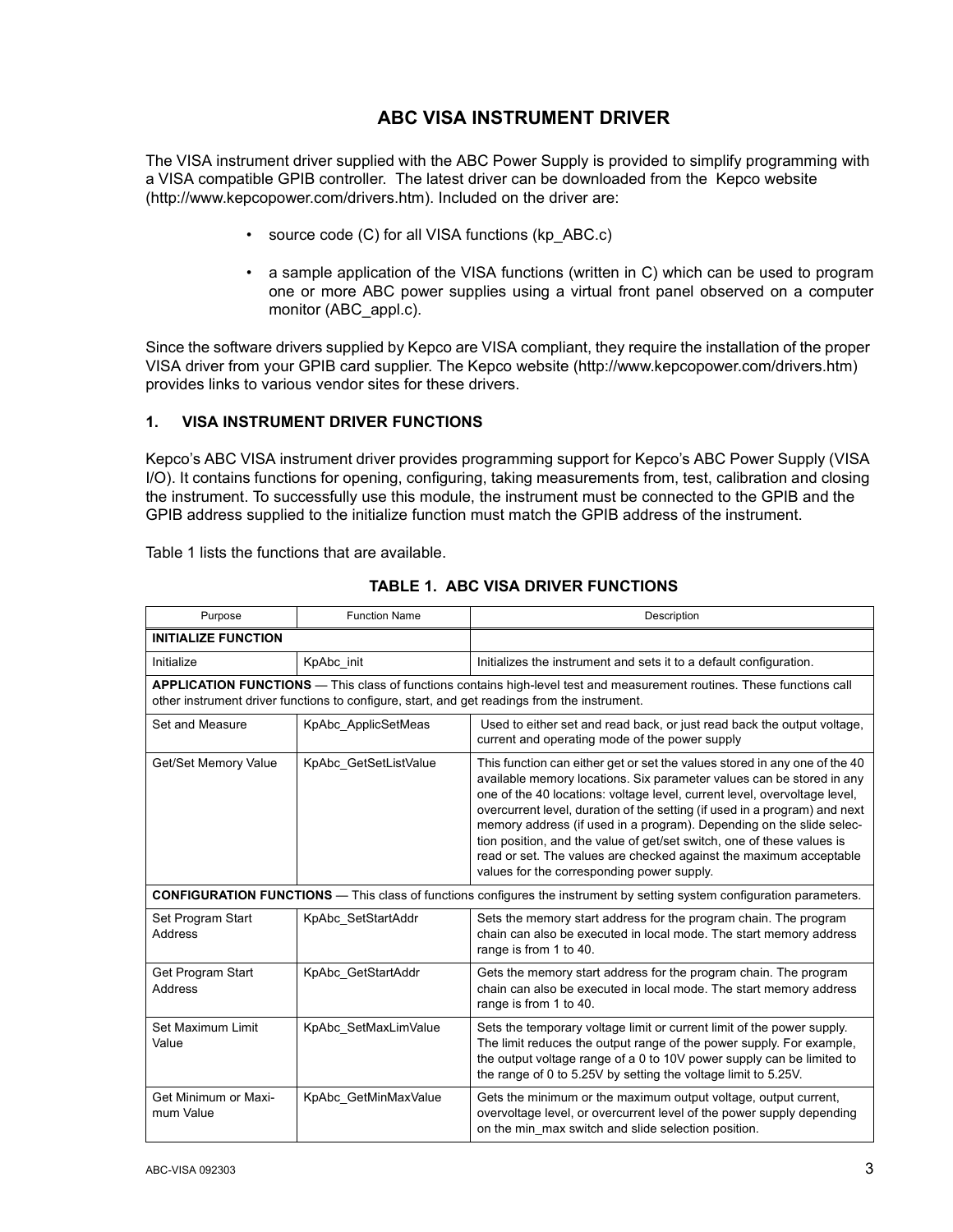# ABC VISA INSTRUMENT DRIVER

The VISA instrument driver supplied with the ABC Power Supply is provided to simplify programming with a VISA compatible GPIB controller. The latest driver can be downloaded from the Kepco website (http://www.kepcopower.com/drivers.htm). Included on the driver are:

- source code (C) for all VISA functions (kp_ABC.c)
- a sample application of the VISA functions (written in C) which can be used to program one or more ABC power supplies using a virtual front panel observed on a computer monitor (ABC_appl.c).

Since the software drivers supplied by Kepco are VISA compliant, they require the installation of the proper VISA driver from your GPIB card supplier. The Kepco website (http://www.kepcopower.com/drivers.htm) provides links to various vendor sites for these drivers.

## 1. VISA INSTRUMENT DRIVER FUNCTIONS

Kepco's ABC VISA instrument driver provides programming support for Kepco's ABC Power Supply (VISA I/O). It contains functions for opening, configuring, taking measurements from, test, calibration and closing the instrument. To successfully use this module, the instrument must be connected to the GPIB and the GPIB address supplied to the initialize function must match the GPIB address of the instrument.

Table 1 lists the functions that are available.

**TABLE 1. ABC VISA DRIVER FUNCTIONS**

| Purpose | Function Name | Description |
|---|---|---|
| **INITIALIZE FUNCTION** | | |
| Initialize | KpAbc_init | Initializes the instrument and sets it to a default configuration. |
| **APPLICATION FUNCTIONS** — This class of functions contains high-level test and measurement routines. These functions call other instrument driver functions to configure, start, and get readings from the instrument. | | |
| Set and Measure | KpAbc_ApplicSetMeas | Used to either set and read back, or just read back the output voltage, current and operating mode of the power supply |
| Get/Set Memory Value | KpAbc_GetSetListValue | This function can either get or set the values stored in any one of the 40 available memory locations. Six parameter values can be stored in any one of the 40 locations: voltage level, current level, overvoltage level, overcurrent level, duration of the setting (if used in a program) and next memory address (if used in a program). Depending on the slide selection position, and the value of get/set switch, one of these values is read or set. The values are checked against the maximum acceptable values for the corresponding power supply. |
| **CONFIGURATION FUNCTIONS** — This class of functions configures the instrument by setting system configuration parameters. | | |
| Set Program Start Address | KpAbc_SetStartAddr | Sets the memory start address for the program chain. The program chain can also be executed in local mode. The start memory address range is from 1 to 40. |
| Get Program Start Address | KpAbc_GetStartAddr | Gets the memory start address for the program chain. The program chain can also be executed in local mode. The start memory address range is from 1 to 40. |
| Set Maximum Limit Value | KpAbc_SetMaxLimValue | Sets the temporary voltage limit or current limit of the power supply. The limit reduces the output range of the power supply. For example, the output voltage range of a 0 to 10V power supply can be limited to the range of 0 to 5.25V by setting the voltage limit to 5.25V. |
| Get Minimum or Maximum Value | KpAbc_GetMinMaxValue | Gets the minimum or the maximum output voltage, output current, overvoltage level, or overcurrent level of the power supply depending on the min_max switch and slide selection position. |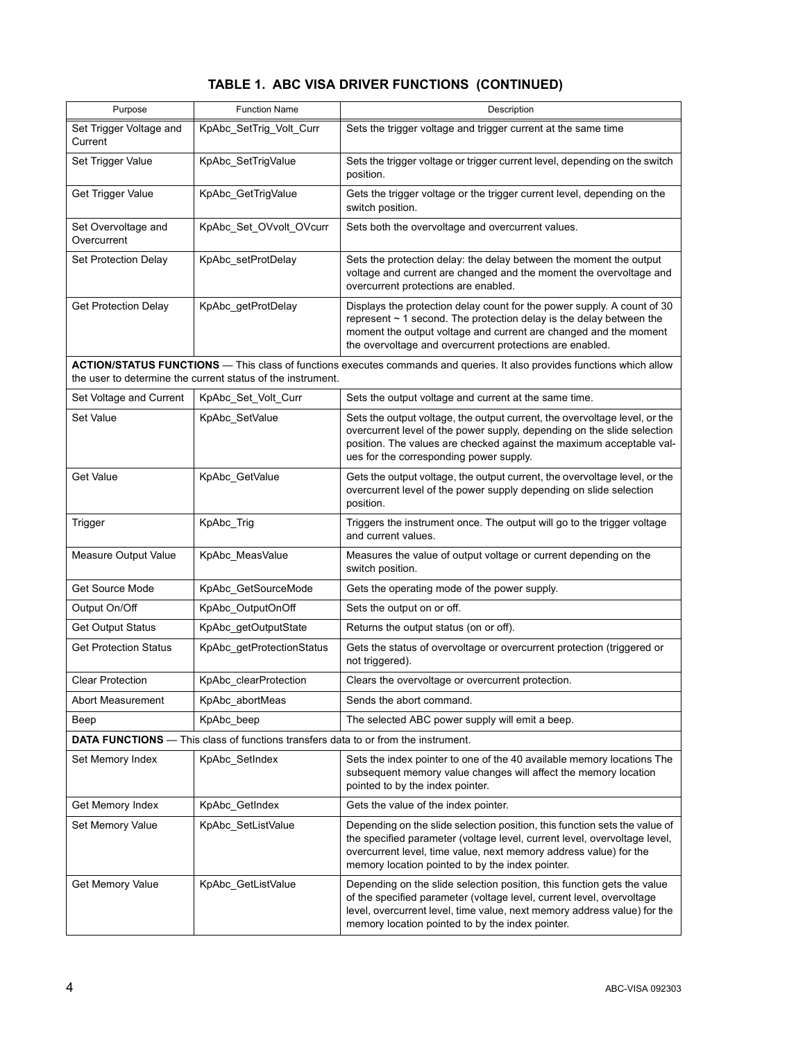## TABLE 1. ABC VISA DRIVER FUNCTIONS (CONTINUED)

| Purpose | Function Name | Description |
|---|---|---|
| Set Trigger Voltage and Current | KpAbc_SetTrig_Volt_Curr | Sets the trigger voltage and trigger current at the same time |
| Set Trigger Value | KpAbc_SetTrigValue | Sets the trigger voltage or trigger current level, depending on the switch position. |
| Get Trigger Value | KpAbc_GetTrigValue | Gets the trigger voltage or the trigger current level, depending on the switch position. |
| Set Overvoltage and Overcurrent | KpAbc_Set_OVvolt_OVcurr | Sets both the overvoltage and overcurrent values. |
| Set Protection Delay | KpAbc_setProtDelay | Sets the protection delay: the delay between the moment the output voltage and current are changed and the moment the overvoltage and overcurrent protections are enabled. |
| Get Protection Delay | KpAbc_getProtDelay | Displays the protection delay count for the power supply. A count of 30 represent ~ 1 second. The protection delay is the delay between the moment the output voltage and current are changed and the moment the overvoltage and overcurrent protections are enabled. |
| **ACTION/STATUS FUNCTIONS** — This class of functions executes commands and queries. It also provides functions which allow the user to determine the current status of the instrument. | | |
| Set Voltage and Current | KpAbc_Set_Volt_Curr | Sets the output voltage and current at the same time. |
| Set Value | KpAbc_SetValue | Sets the output voltage, the output current, the overvoltage level, or the overcurrent level of the power supply, depending on the slide selection position. The values are checked against the maximum acceptable values for the corresponding power supply. |
| Get Value | KpAbc_GetValue | Gets the output voltage, the output current, the overvoltage level, or the overcurrent level of the power supply depending on slide selection position. |
| Trigger | KpAbc_Trig | Triggers the instrument once. The output will go to the trigger voltage and current values. |
| Measure Output Value | KpAbc_MeasValue | Measures the value of output voltage or current depending on the switch position. |
| Get Source Mode | KpAbc_GetSourceMode | Gets the operating mode of the power supply. |
| Output On/Off | KpAbc_OutputOnOff | Sets the output on or off. |
| Get Output Status | KpAbc_getOutputState | Returns the output status (on or off). |
| Get Protection Status | KpAbc_getProtectionStatus | Gets the status of overvoltage or overcurrent protection (triggered or not triggered). |
| Clear Protection | KpAbc_clearProtection | Clears the overvoltage or overcurrent protection. |
| Abort Measurement | KpAbc_abortMeas | Sends the abort command. |
| Beep | KpAbc_beep | The selected ABC power supply will emit a beep. |
| **DATA FUNCTIONS** — This class of functions transfers data to or from the instrument. | | |
| Set Memory Index | KpAbc_SetIndex | Sets the index pointer to one of the 40 available memory locations The subsequent memory value changes will affect the memory location pointed to by the index pointer. |
| Get Memory Index | KpAbc_GetIndex | Gets the value of the index pointer. |
| Set Memory Value | KpAbc_SetListValue | Depending on the slide selection position, this function sets the value of the specified parameter (voltage level, current level, overvoltage level, overcurrent level, time value, next memory address value) for the memory location pointed to by the index pointer. |
| Get Memory Value | KpAbc_GetListValue | Depending on the slide selection position, this function gets the value of the specified parameter (voltage level, current level, overvoltage level, overcurrent level, time value, next memory address value) for the memory location pointed to by the index pointer. |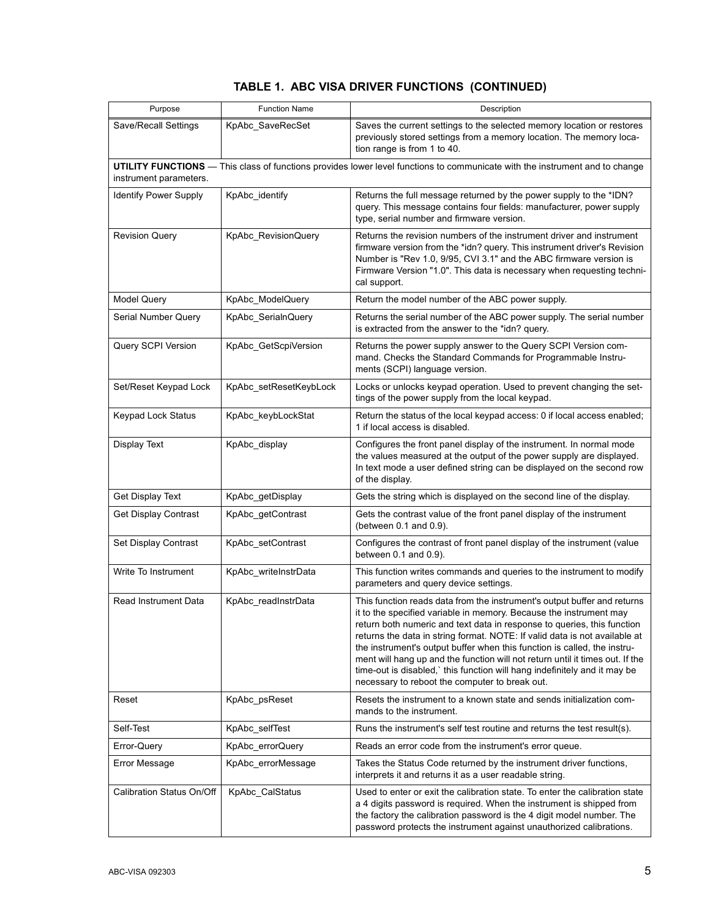## TABLE 1. ABC VISA DRIVER FUNCTIONS (CONTINUED)

| Purpose | Function Name | Description |
|---|---|---|
| Save/Recall Settings | KpAbc_SaveRecSet | Saves the current settings to the selected memory location or restores previously stored settings from a memory location. The memory location range is from 1 to 40. |
| **UTILITY FUNCTIONS** — This class of functions provides lower level functions to communicate with the instrument and to change instrument parameters. | | |
| Identify Power Supply | KpAbc_identify | Returns the full message returned by the power supply to the *IDN? query. This message contains four fields: manufacturer, power supply type, serial number and firmware version. |
| Revision Query | KpAbc_RevisionQuery | Returns the revision numbers of the instrument driver and instrument firmware version from the *idn? query. This instrument driver's Revision Number is "Rev 1.0, 9/95, CVI 3.1" and the ABC firmware version is Firmware Version "1.0". This data is necessary when requesting technical support. |
| Model Query | KpAbc_ModelQuery | Return the model number of the ABC power supply. |
| Serial Number Query | KpAbc_SerialnQuery | Returns the serial number of the ABC power supply. The serial number is extracted from the answer to the *idn? query. |
| Query SCPI Version | KpAbc_GetScpiVersion | Returns the power supply answer to the Query SCPI Version command. Checks the Standard Commands for Programmable Instruments (SCPI) language version. |
| Set/Reset Keypad Lock | KpAbc_setResetKeybLock | Locks or unlocks keypad operation. Used to prevent changing the settings of the power supply from the local keypad. |
| Keypad Lock Status | KpAbc_keybLockStat | Return the status of the local keypad access: 0 if local access enabled; 1 if local access is disabled. |
| Display Text | KpAbc_display | Configures the front panel display of the instrument. In normal mode the values measured at the output of the power supply are displayed. In text mode a user defined string can be displayed on the second row of the display. |
| Get Display Text | KpAbc_getDisplay | Gets the string which is displayed on the second line of the display. |
| Get Display Contrast | KpAbc_getContrast | Gets the contrast value of the front panel display of the instrument (between 0.1 and 0.9). |
| Set Display Contrast | KpAbc_setContrast | Configures the contrast of front panel display of the instrument (value between 0.1 and 0.9). |
| Write To Instrument | KpAbc_writeInstrData | This function writes commands and queries to the instrument to modify parameters and query device settings. |
| Read Instrument Data | KpAbc_readInstrData | This function reads data from the instrument's output buffer and returns it to the specified variable in memory. Because the instrument may return both numeric and text data in response to queries, this function returns the data in string format. NOTE: If valid data is not available at the instrument's output buffer when this function is called, the instrument will hang up and the function will not return until it times out. If the time-out is disabled,` this function will hang indefinitely and it may be necessary to reboot the computer to break out. |
| Reset | KpAbc_psReset | Resets the instrument to a known state and sends initialization commands to the instrument. |
| Self-Test | KpAbc_selfTest | Runs the instrument's self test routine and returns the test result(s). |
| Error-Query | KpAbc_errorQuery | Reads an error code from the instrument's error queue. |
| Error Message | KpAbc_errorMessage | Takes the Status Code returned by the instrument driver functions, interprets it and returns it as a user readable string. |
| Calibration Status On/Off | KpAbc_CalStatus | Used to enter or exit the calibration state. To enter the calibration state a 4 digits password is required. When the instrument is shipped from the factory the calibration password is the 4 digit model number. The password protects the instrument against unauthorized calibrations. |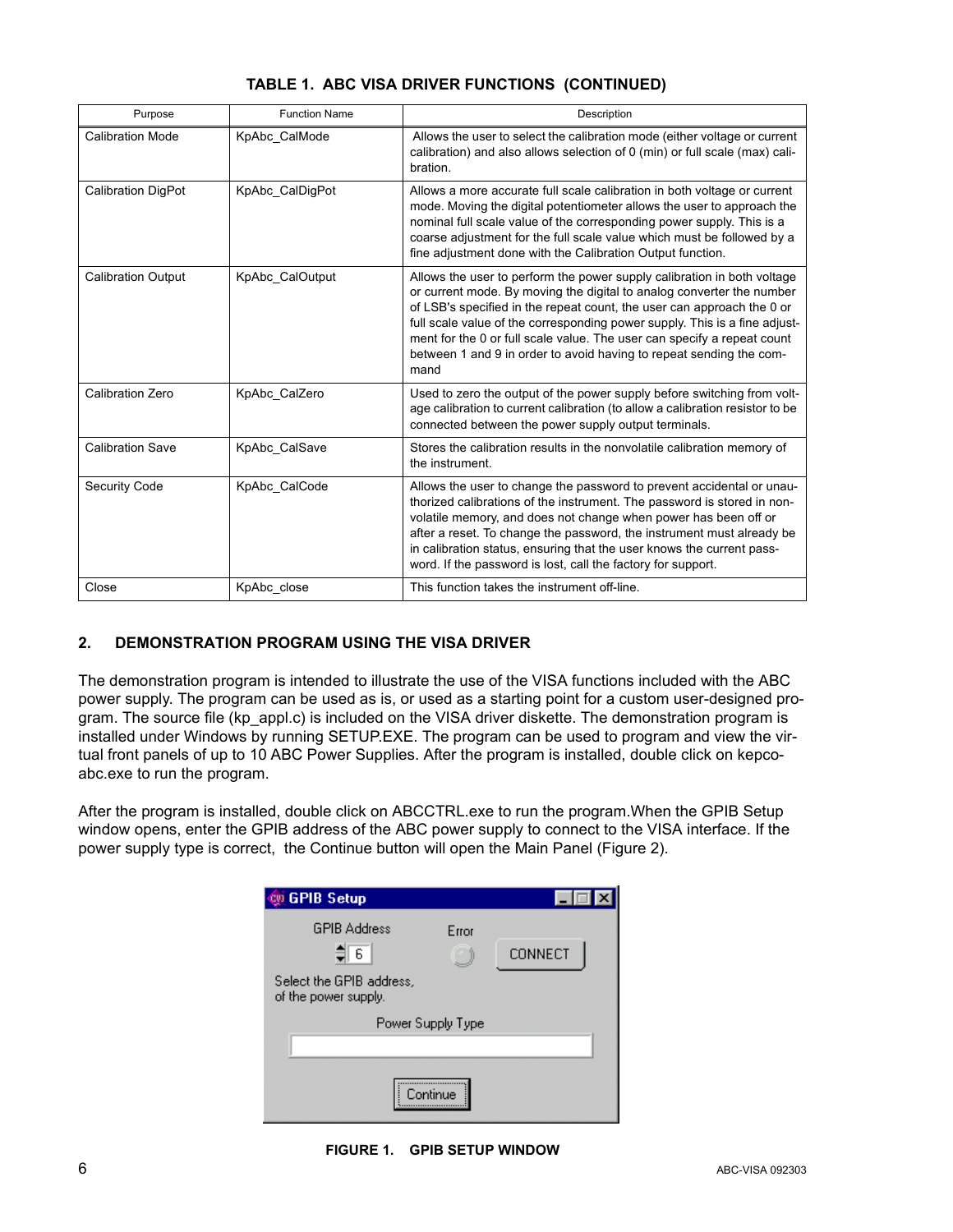**TABLE 1. ABC VISA DRIVER FUNCTIONS (CONTINUED)**

| Purpose | Function Name | Description |
|---|---|---|
| Calibration Mode | KpAbc_CalMode | Allows the user to select the calibration mode (either voltage or current calibration) and also allows selection of 0 (min) or full scale (max) calibration. |
| Calibration DigPot | KpAbc_CalDigPot | Allows a more accurate full scale calibration in both voltage or current mode. Moving the digital potentiometer allows the user to approach the nominal full scale value of the corresponding power supply. This is a coarse adjustment for the full scale value which must be followed by a fine adjustment done with the Calibration Output function. |
| Calibration Output | KpAbc_CalOutput | Allows the user to perform the power supply calibration in both voltage or current mode. By moving the digital to analog converter the number of LSB's specified in the repeat count, the user can approach the 0 or full scale value of the corresponding power supply. This is a fine adjustment for the 0 or full scale value. The user can specify a repeat count between 1 and 9 in order to avoid having to repeat sending the command |
| Calibration Zero | KpAbc_CalZero | Used to zero the output of the power supply before switching from voltage calibration to current calibration (to allow a calibration resistor to be connected between the power supply output terminals. |
| Calibration Save | KpAbc_CalSave | Stores the calibration results in the nonvolatile calibration memory of the instrument. |
| Security Code | KpAbc_CalCode | Allows the user to change the password to prevent accidental or unauthorized calibrations of the instrument. The password is stored in non-volatile memory, and does not change when power has been off or after a reset. To change the password, the instrument must already be in calibration status, ensuring that the user knows the current password. If the password is lost, call the factory for support. |
| Close | KpAbc_close | This function takes the instrument off-line. |

## 2. DEMONSTRATION PROGRAM USING THE VISA DRIVER

The demonstration program is intended to illustrate the use of the VISA functions included with the ABC power supply. The program can be used as is, or used as a starting point for a custom user-designed program. The source file (kp_appl.c) is included on the VISA driver diskette. The demonstration program is installed under Windows by running SETUP.EXE. The program can be used to program and view the virtual front panels of up to 10 ABC Power Supplies. After the program is installed, double click on kepcoabc.exe to run the program.

After the program is installed, double click on ABCCTRL.exe to run the program.When the GPIB Setup window opens, enter the GPIB address of the ABC power supply to connect to the VISA interface. If the power supply type is correct, the Continue button will open the Main Panel (Figure 2).

GPIB Setup

GPIB Address: 6 | Error | CONNECT

Select the GPIB address, of the power supply.

Power Supply Type

Continue

**FIGURE 1. GPIB SETUP WINDOW**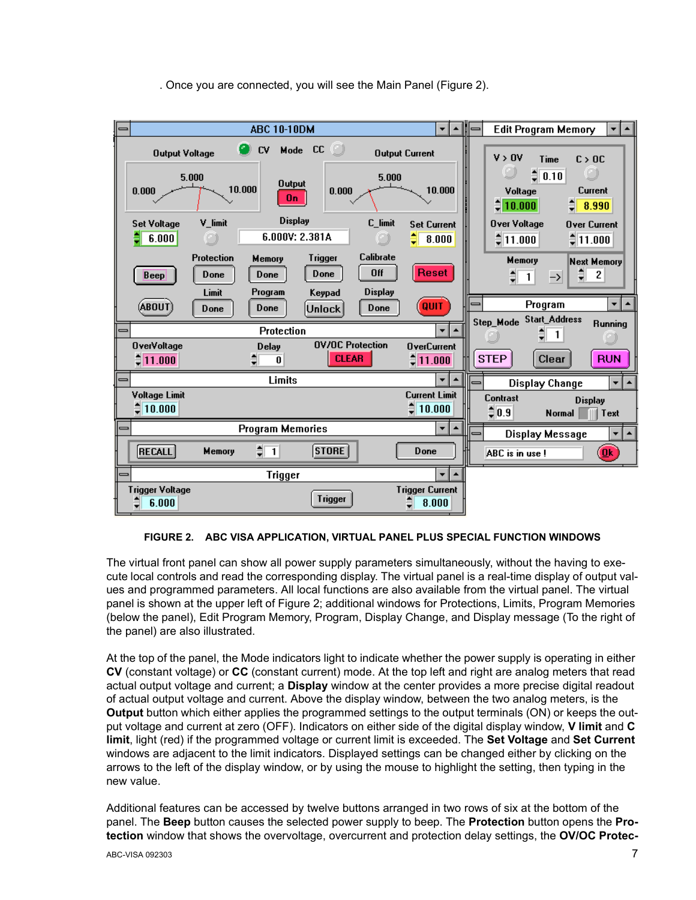. Once you are connected, you will see the Main Panel (Figure 2).

**FIGURE 2. ABC VISA APPLICATION, VIRTUAL PANEL PLUS SPECIAL FUNCTION WINDOWS**

The virtual front panel can show all power supply parameters simultaneously, without the having to execute local controls and read the corresponding display. The virtual panel is a real-time display of output values and programmed parameters. All local functions are also available from the virtual panel. The virtual panel is shown at the upper left of Figure 2; additional windows for Protections, Limits, Program Memories (below the panel), Edit Program Memory, Program, Display Change, and Display message (To the right of the panel) are also illustrated.

At the top of the panel, the Mode indicators light to indicate whether the power supply is operating in either **CV** (constant voltage) or **CC** (constant current) mode. At the top left and right are analog meters that read actual output voltage and current; a **Display** window at the center provides a more precise digital readout of actual output voltage and current. Above the display window, between the two analog meters, is the **Output** button which either applies the programmed settings to the output terminals (ON) or keeps the output voltage and current at zero (OFF). Indicators on either side of the digital display window, **V limit** and **C limit**, light (red) if the programmed voltage or current limit is exceeded. The **Set Voltage** and **Set Current** windows are adjacent to the limit indicators. Displayed settings can be changed either by clicking on the arrows to the left of the display window, or by using the mouse to highlight the setting, then typing in the new value.

Additional features can be accessed by twelve buttons arranged in two rows of six at the bottom of the panel. The **Beep** button causes the selected power supply to beep. The **Protection** button opens the **Protection** window that shows the overvoltage, overcurrent and protection delay settings, the **OV/OC Protec-**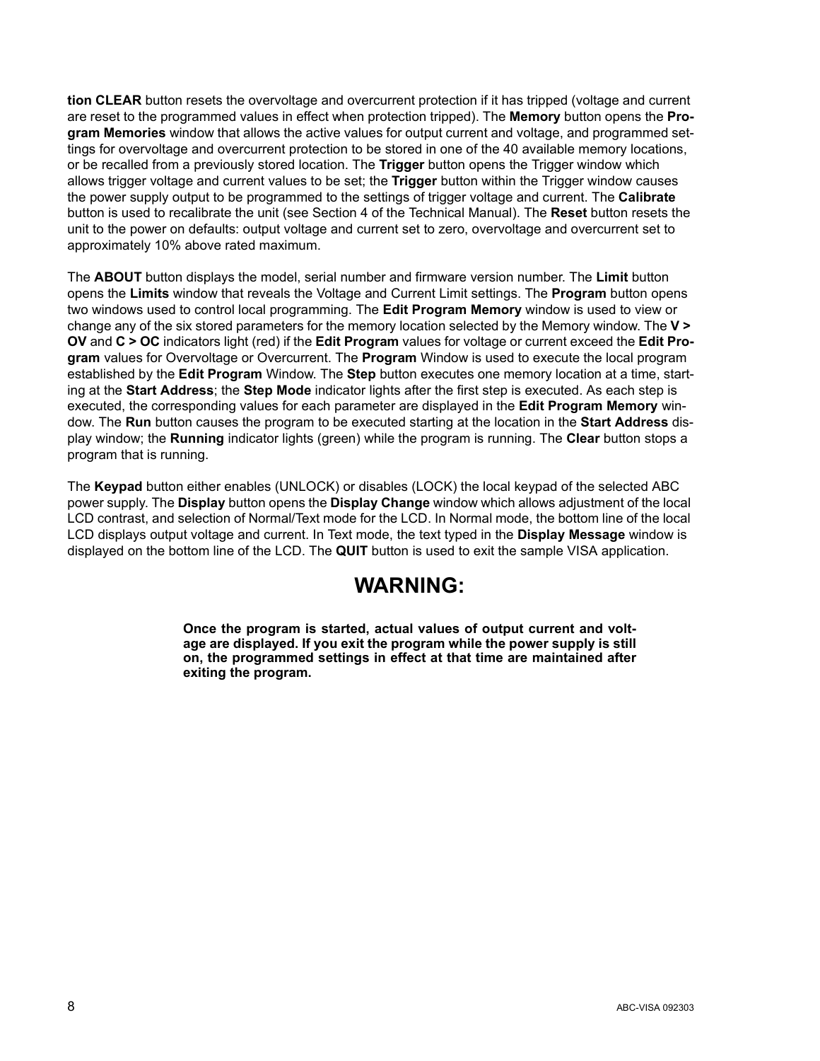**tion CLEAR** button resets the overvoltage and overcurrent protection if it has tripped (voltage and current are reset to the programmed values in effect when protection tripped). The **Memory** button opens the **Program Memories** window that allows the active values for output current and voltage, and programmed settings for overvoltage and overcurrent protection to be stored in one of the 40 available memory locations, or be recalled from a previously stored location. The **Trigger** button opens the Trigger window which allows trigger voltage and current values to be set; the **Trigger** button within the Trigger window causes the power supply output to be programmed to the settings of trigger voltage and current. The **Calibrate** button is used to recalibrate the unit (see Section 4 of the Technical Manual). The **Reset** button resets the unit to the power on defaults: output voltage and current set to zero, overvoltage and overcurrent set to approximately 10% above rated maximum.

The **ABOUT** button displays the model, serial number and firmware version number. The **Limit** button opens the **Limits** window that reveals the Voltage and Current Limit settings. The **Program** button opens two windows used to control local programming. The **Edit Program Memory** window is used to view or change any of the six stored parameters for the memory location selected by the Memory window. The **V > OV** and **C > OC** indicators light (red) if the **Edit Program** values for voltage or current exceed the **Edit Program** values for Overvoltage or Overcurrent. The **Program** Window is used to execute the local program established by the **Edit Program** Window. The **Step** button executes one memory location at a time, starting at the **Start Address**; the **Step Mode** indicator lights after the first step is executed. As each step is executed, the corresponding values for each parameter are displayed in the **Edit Program Memory** window. The **Run** button causes the program to be executed starting at the location in the **Start Address** display window; the **Running** indicator lights (green) while the program is running. The **Clear** button stops a program that is running.

The **Keypad** button either enables (UNLOCK) or disables (LOCK) the local keypad of the selected ABC power supply. The **Display** button opens the **Display Change** window which allows adjustment of the local LCD contrast, and selection of Normal/Text mode for the LCD. In Normal mode, the bottom line of the local LCD displays output voltage and current. In Text mode, the text typed in the **Display Message** window is displayed on the bottom line of the LCD. The **QUIT** button is used to exit the sample VISA application.

## WARNING:

**Once the program is started, actual values of output current and voltage are displayed. If you exit the program while the power supply is still on, the programmed settings in effect at that time are maintained after exiting the program.**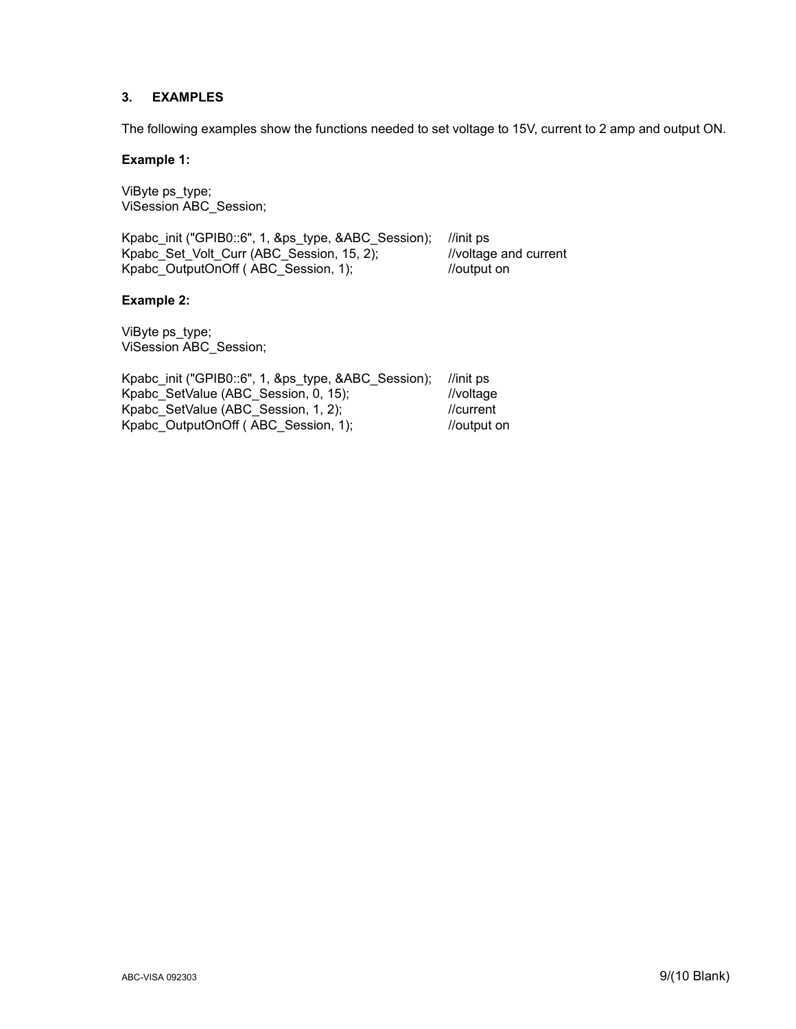## 3. EXAMPLES

The following examples show the functions needed to set voltage to 15V, current to 2 amp and output ON.

**Example 1:**

```
ViByte ps_type;
ViSession ABC_Session;

Kpabc_init ("GPIB0::6", 1, &ps_type, &ABC_Session);    //init ps
Kpabc_Set_Volt_Curr (ABC_Session, 15, 2);               //voltage and current
Kpabc_OutputOnOff ( ABC_Session, 1);                    //output on
```

**Example 2:**

```
ViByte ps_type;
ViSession ABC_Session;

Kpabc_init ("GPIB0::6", 1, &ps_type, &ABC_Session);    //init ps
Kpabc_SetValue (ABC_Session, 0, 15);                    //voltage
Kpabc_SetValue (ABC_Session, 1, 2);                     //current
Kpabc_OutputOnOff ( ABC_Session, 1);                    //output on
```